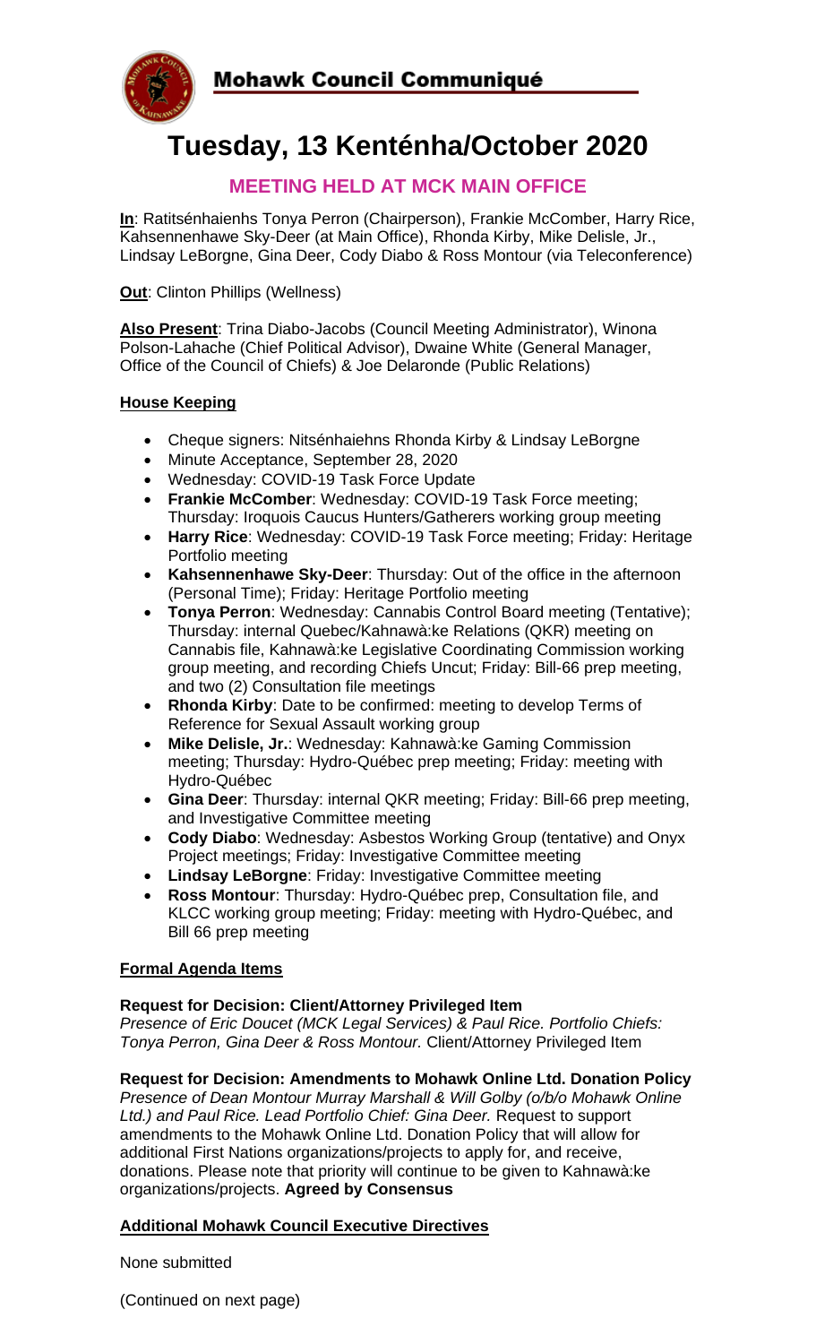**Mohawk Council Communiqué**

# Tuesday, 13 Kenténha/October 2020

## MEETING HELD AT MCK MAIN OFFICE

**In**: Ratitsénhaienhs Tonya Perron (Chairperson), Frankie McComber, Harry Rice, Kahsennenhawe Sky-Deer (at Main Office), Rhonda Kirby, Mike Delisle, Jr., Lindsay LeBorgne, Gina Deer, Cody Diabo & Ross Montour (via Teleconference)

**Out**: Clinton Phillips (Wellness)

**Also Present**: Trina Diabo-Jacobs (Council Meeting Administrator), Winona Polson-Lahache (Chief Political Advisor), Dwaine White (General Manager, Office of the Council of Chiefs) & Joe Delaronde (Public Relations)

**House Keeping**

- Cheque signers: Nisténhaiehns Rhonda Kirby & Lindsay LeBorgne
- Minute Acceptance, September 28, 2020
- Wednesday: COVID-19 Task Force Update
- **Frankie McComber**: Wednesday: COVID-19 Task Force meeting; Thursday: Iroquois Caucus Hunters/Gatherers working group meeting
- **Harry Rice**: Wednesday: COVID-19 Task Force meeting; Friday: Heritage Portfolio meeting
- **Kahsennenhawe Sky-Deer**: Thursday: Out of the office in the afternoon (Personal Time); Friday: Heritage Portfolio meeting
- **Tonya Perron**: Wednesday: Cannabis Control Board meeting (Tentative); Thursday: internal Quebec/Kahnawà:ke Relations (QKR) meeting on Cannabis file, Kahnawà:ke Legislative Coordinating Commission working group meeting, and recording Chiefs Uncut; Friday: Bill-66 prep meeting, and two (2) Consultation file meetings
- **Rhonda Kirby**: Date to be confirmed: meeting to develop Terms of Reference for Sexual Assault working group
- **Mike Delisle, Jr.**: Wednesday: Kahnawà:ke Gaming Commission meeting; Thursday: Hydro-Québec prep meeting; Friday: meeting with Hydro-Québec
- **Gina Deer**: Thursday: internal QKR meeting; Friday: Bill-66 prep meeting, and Investigative Committee meeting
- **Cody Diabo**: Wednesday: Asbestos Working Group (tentative) and Onyx Project meetings; Friday: Investigative Committee meeting
- **Lindsay LeBorgne**: Friday: Investigative Committee meeting
- **Ross Montour**: Thursday: Hydro-Québec prep, Consultation file, and KLCC working group meeting; Friday: meeting with Hydro-Québec, and Bill 66 prep meeting

**Formal Agenda Items**

**Request for Decision: Client/Attorney Privileged Item**
*Presence of Eric Doucet (MCK Legal Services) & Paul Rice. Portfolio Chiefs: Tonya Perron, Gina Deer & Ross Montour.* Client/Attorney Privileged Item

**Request for Decision: Amendments to Mohawk Online Ltd. Donation Policy**
*Presence of Dean Montour Murray Marshall & Will Golby (o/b/o Mohawk Online Ltd.) and Paul Rice. Lead Portfolio Chief: Gina Deer.* Request to support amendments to the Mohawk Online Ltd. Donation Policy that will allow for additional First Nations organizations/projects to apply for, and receive, donations. Please note that priority will continue to be given to Kahnawà:ke organizations/projects. **Agreed by Consensus**

**Additional Mohawk Council Executive Directives**

None submitted

(Continued on next page)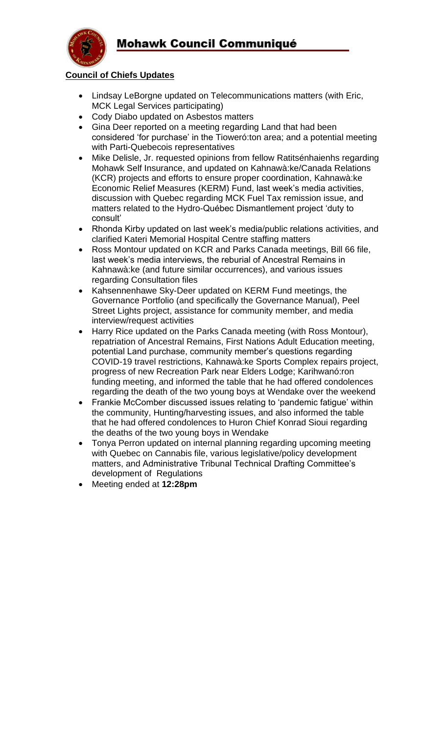# Mohawk Council Communiqué

**Council of Chiefs Updates**

- Lindsay LeBorgne updated on Telecommunications matters (with Eric, MCK Legal Services participating)
- Cody Diabo updated on Asbestos matters
- Gina Deer reported on a meeting regarding Land that had been considered 'for purchase' in the Tioweró:ton area; and a potential meeting with Parti-Quebecois representatives
- Mike Delisle, Jr. requested opinions from fellow Ratitsénhaienhs regarding Mohawk Self Insurance, and updated on Kahnawà:ke/Canada Relations (KCR) projects and efforts to ensure proper coordination, Kahnawà:ke Economic Relief Measures (KERM) Fund, last week's media activities, discussion with Quebec regarding MCK Fuel Tax remission issue, and matters related to the Hydro-Québec Dismantlement project 'duty to consult'
- Rhonda Kirby updated on last week's media/public relations activities, and clarified Kateri Memorial Hospital Centre staffing matters
- Ross Montour updated on KCR and Parks Canada meetings, Bill 66 file, last week's media interviews, the reburial of Ancestral Remains in Kahnawà:ke (and future similar occurrences), and various issues regarding Consultation files
- Kahsennenhawe Sky-Deer updated on KERM Fund meetings, the Governance Portfolio (and specifically the Governance Manual), Peel Street Lights project, assistance for community member, and media interview/request activities
- Harry Rice updated on the Parks Canada meeting (with Ross Montour), repatriation of Ancestral Remains, First Nations Adult Education meeting, potential Land purchase, community member's questions regarding COVID-19 travel restrictions, Kahnawà:ke Sports Complex repairs project, progress of new Recreation Park near Elders Lodge; Karihwanó:ron funding meeting, and informed the table that he had offered condolences regarding the death of the two young boys at Wendake over the weekend
- Frankie McComber discussed issues relating to 'pandemic fatigue' within the community, Hunting/harvesting issues, and also informed the table that he had offered condolences to Huron Chief Konrad Sioui regarding the deaths of the two young boys in Wendake
- Tonya Perron updated on internal planning regarding upcoming meeting with Quebec on Cannabis file, various legislative/policy development matters, and Administrative Tribunal Technical Drafting Committee's development of Regulations
- Meeting ended at **12:28pm**